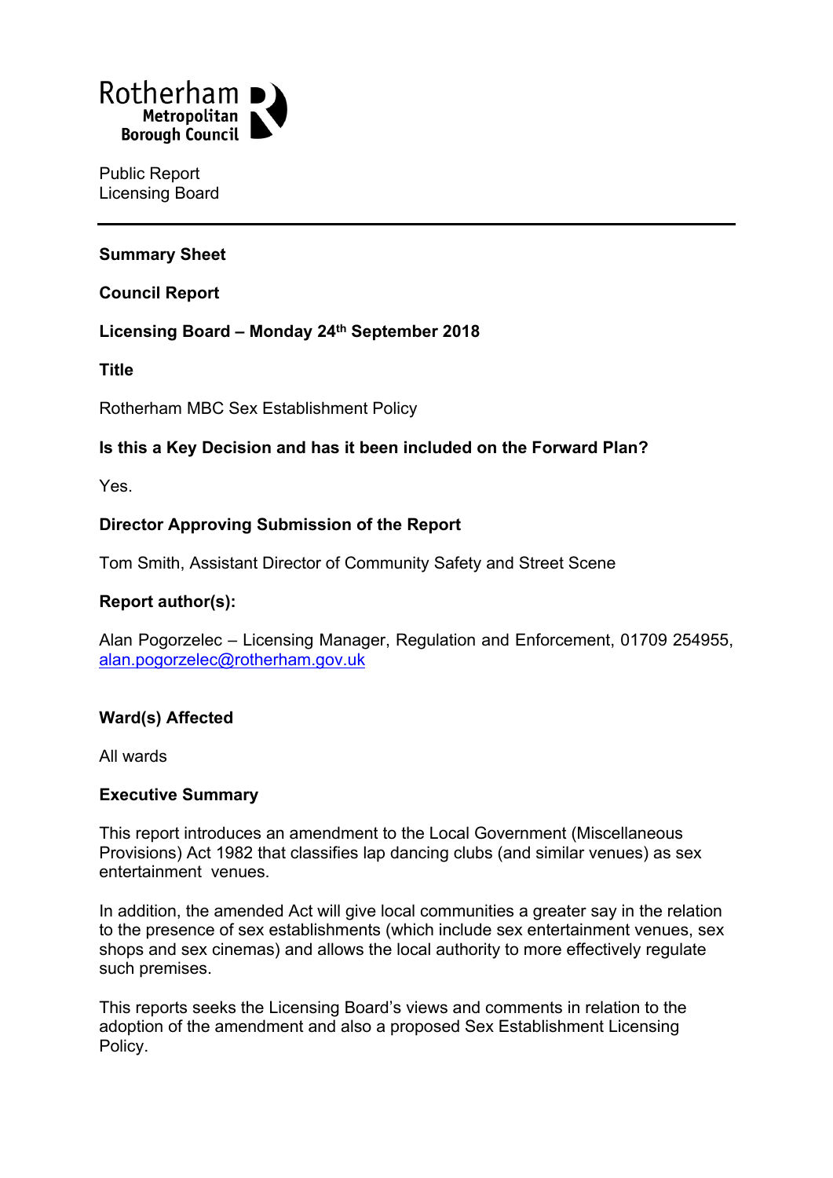Rotherham Metropolitan Borough Council

Public Report
Licensing Board

---

**Summary Sheet**

**Council Report**

**Licensing Board – Monday 24th September 2018**

**Title**

Rotherham MBC Sex Establishment Policy

**Is this a Key Decision and has it been included on the Forward Plan?**

Yes.

**Director Approving Submission of the Report**

Tom Smith, Assistant Director of Community Safety and Street Scene

**Report author(s):**

Alan Pogorzelec – Licensing Manager, Regulation and Enforcement, 01709 254955, alan.pogorzelec@rotherham.gov.uk

**Ward(s) Affected**

All wards

**Executive Summary**

This report introduces an amendment to the Local Government (Miscellaneous Provisions) Act 1982 that classifies lap dancing clubs (and similar venues) as sex entertainment venues.

In addition, the amended Act will give local communities a greater say in the relation to the presence of sex establishments (which include sex entertainment venues, sex shops and sex cinemas) and allows the local authority to more effectively regulate such premises.

This reports seeks the Licensing Board's views and comments in relation to the adoption of the amendment and also a proposed Sex Establishment Licensing Policy.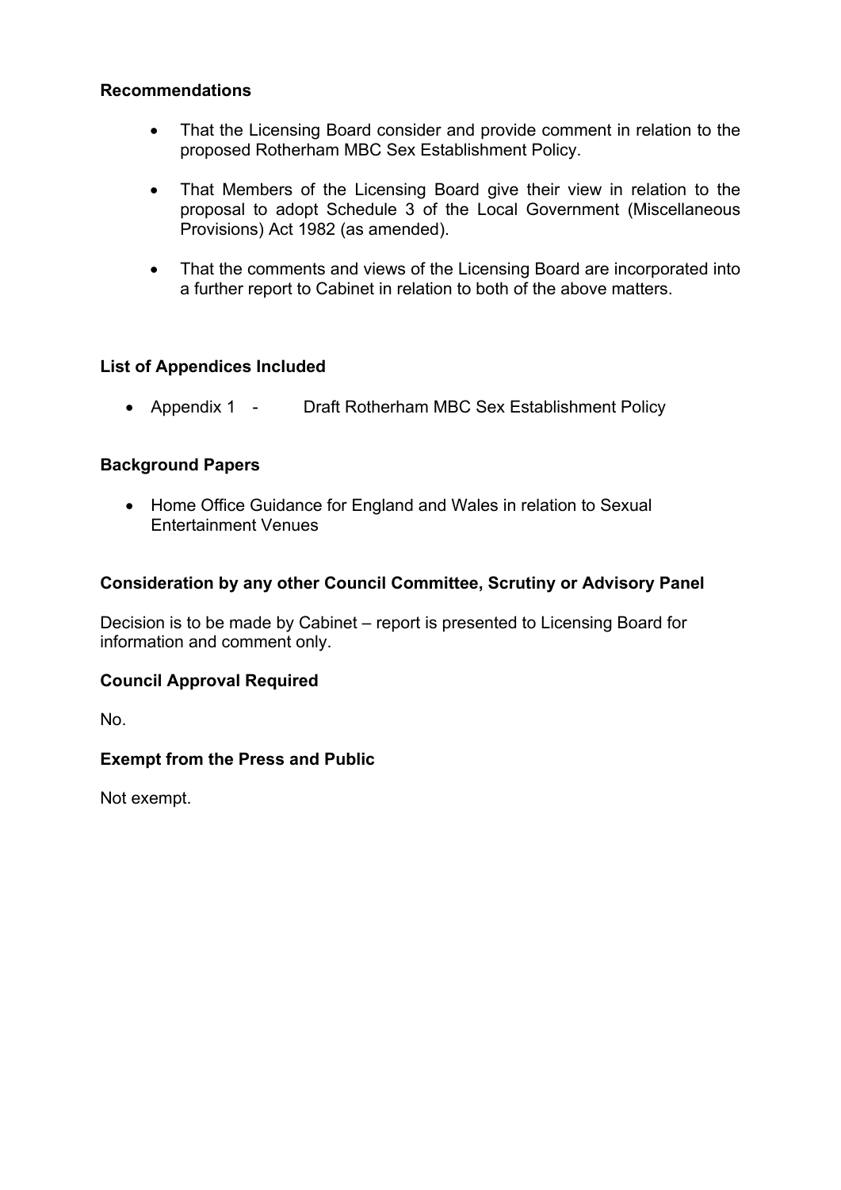**Recommendations**

- That the Licensing Board consider and provide comment in relation to the proposed Rotherham MBC Sex Establishment Policy.

- That Members of the Licensing Board give their view in relation to the proposal to adopt Schedule 3 of the Local Government (Miscellaneous Provisions) Act 1982 (as amended).

- That the comments and views of the Licensing Board are incorporated into a further report to Cabinet in relation to both of the above matters.

**List of Appendices Included**

- Appendix 1 - Draft Rotherham MBC Sex Establishment Policy

**Background Papers**

- Home Office Guidance for England and Wales in relation to Sexual Entertainment Venues

**Consideration by any other Council Committee, Scrutiny or Advisory Panel**

Decision is to be made by Cabinet – report is presented to Licensing Board for information and comment only.

**Council Approval Required**

No.

**Exempt from the Press and Public**

Not exempt.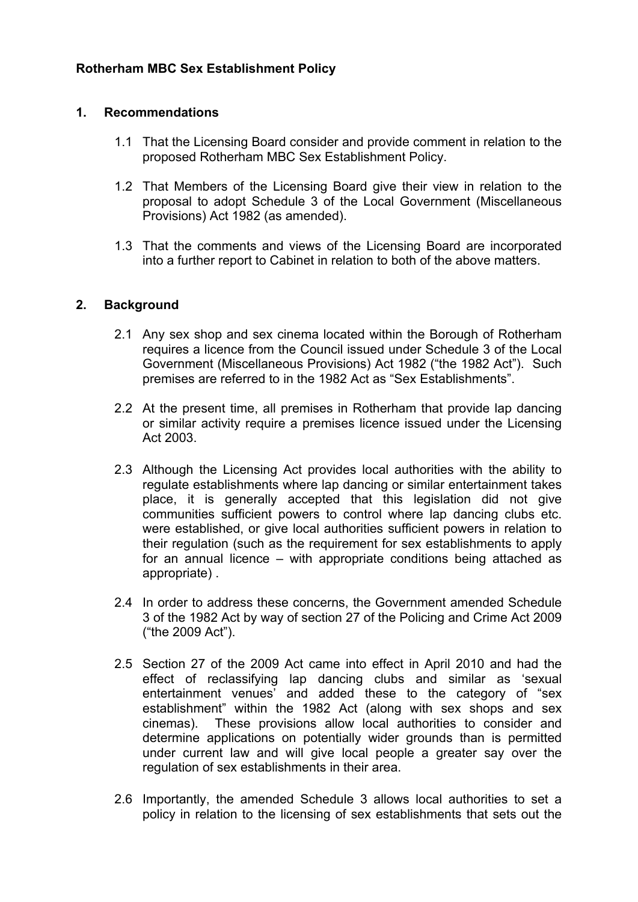**Rotherham MBC Sex Establishment Policy**

## 1. Recommendations

1.1 That the Licensing Board consider and provide comment in relation to the proposed Rotherham MBC Sex Establishment Policy.

1.2 That Members of the Licensing Board give their view in relation to the proposal to adopt Schedule 3 of the Local Government (Miscellaneous Provisions) Act 1982 (as amended).

1.3 That the comments and views of the Licensing Board are incorporated into a further report to Cabinet in relation to both of the above matters.

## 2. Background

2.1 Any sex shop and sex cinema located within the Borough of Rotherham requires a licence from the Council issued under Schedule 3 of the Local Government (Miscellaneous Provisions) Act 1982 ("the 1982 Act"). Such premises are referred to in the 1982 Act as "Sex Establishments".

2.2 At the present time, all premises in Rotherham that provide lap dancing or similar activity require a premises licence issued under the Licensing Act 2003.

2.3 Although the Licensing Act provides local authorities with the ability to regulate establishments where lap dancing or similar entertainment takes place, it is generally accepted that this legislation did not give communities sufficient powers to control where lap dancing clubs etc. were established, or give local authorities sufficient powers in relation to their regulation (such as the requirement for sex establishments to apply for an annual licence – with appropriate conditions being attached as appropriate) .

2.4 In order to address these concerns, the Government amended Schedule 3 of the 1982 Act by way of section 27 of the Policing and Crime Act 2009 ("the 2009 Act").

2.5 Section 27 of the 2009 Act came into effect in April 2010 and had the effect of reclassifying lap dancing clubs and similar as 'sexual entertainment venues' and added these to the category of "sex establishment" within the 1982 Act (along with sex shops and sex cinemas). These provisions allow local authorities to consider and determine applications on potentially wider grounds than is permitted under current law and will give local people a greater say over the regulation of sex establishments in their area.

2.6 Importantly, the amended Schedule 3 allows local authorities to set a policy in relation to the licensing of sex establishments that sets out the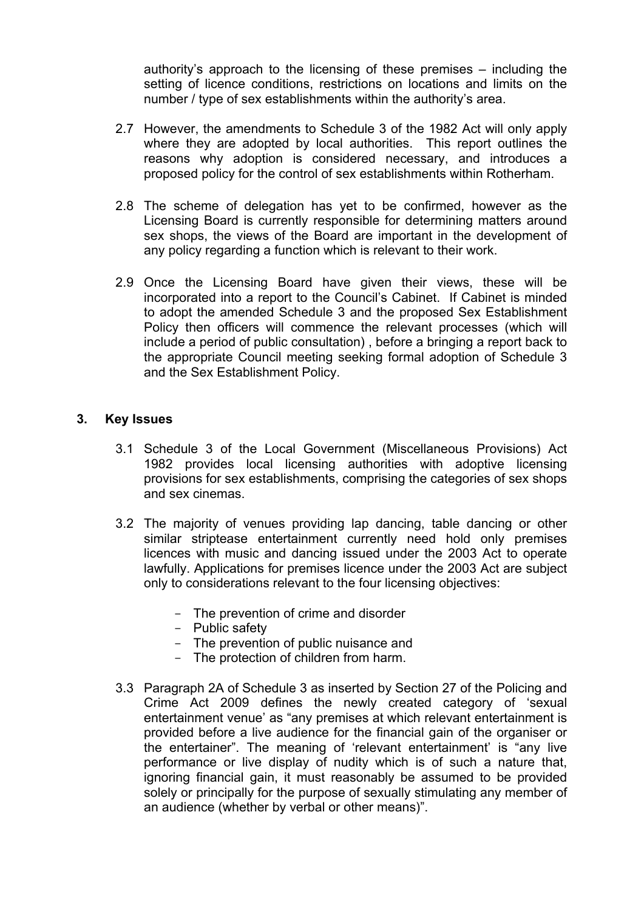authority's approach to the licensing of these premises – including the setting of licence conditions, restrictions on locations and limits on the number / type of sex establishments within the authority's area.

2.7 However, the amendments to Schedule 3 of the 1982 Act will only apply where they are adopted by local authorities. This report outlines the reasons why adoption is considered necessary, and introduces a proposed policy for the control of sex establishments within Rotherham.

2.8 The scheme of delegation has yet to be confirmed, however as the Licensing Board is currently responsible for determining matters around sex shops, the views of the Board are important in the development of any policy regarding a function which is relevant to their work.

2.9 Once the Licensing Board have given their views, these will be incorporated into a report to the Council's Cabinet. If Cabinet is minded to adopt the amended Schedule 3 and the proposed Sex Establishment Policy then officers will commence the relevant processes (which will include a period of public consultation) , before a bringing a report back to the appropriate Council meeting seeking formal adoption of Schedule 3 and the Sex Establishment Policy.

## 3. Key Issues

3.1 Schedule 3 of the Local Government (Miscellaneous Provisions) Act 1982 provides local licensing authorities with adoptive licensing provisions for sex establishments, comprising the categories of sex shops and sex cinemas.

3.2 The majority of venues providing lap dancing, table dancing or other similar striptease entertainment currently need hold only premises licences with music and dancing issued under the 2003 Act to operate lawfully. Applications for premises licence under the 2003 Act are subject only to considerations relevant to the four licensing objectives:

- The prevention of crime and disorder
- Public safety
- The prevention of public nuisance and
- The protection of children from harm.

3.3 Paragraph 2A of Schedule 3 as inserted by Section 27 of the Policing and Crime Act 2009 defines the newly created category of 'sexual entertainment venue' as "any premises at which relevant entertainment is provided before a live audience for the financial gain of the organiser or the entertainer". The meaning of 'relevant entertainment' is "any live performance or live display of nudity which is of such a nature that, ignoring financial gain, it must reasonably be assumed to be provided solely or principally for the purpose of sexually stimulating any member of an audience (whether by verbal or other means)".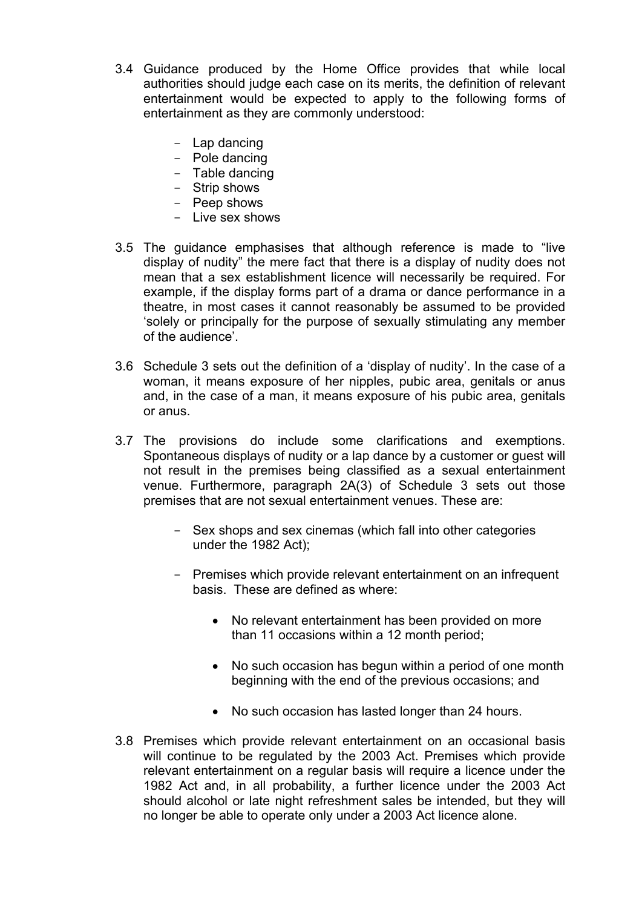3.4 Guidance produced by the Home Office provides that while local authorities should judge each case on its merits, the definition of relevant entertainment would be expected to apply to the following forms of entertainment as they are commonly understood:

- Lap dancing
- Pole dancing
- Table dancing
- Strip shows
- Peep shows
- Live sex shows

3.5 The guidance emphasises that although reference is made to "live display of nudity" the mere fact that there is a display of nudity does not mean that a sex establishment licence will necessarily be required. For example, if the display forms part of a drama or dance performance in a theatre, in most cases it cannot reasonably be assumed to be provided 'solely or principally for the purpose of sexually stimulating any member of the audience'.

3.6 Schedule 3 sets out the definition of a 'display of nudity'. In the case of a woman, it means exposure of her nipples, pubic area, genitals or anus and, in the case of a man, it means exposure of his pubic area, genitals or anus.

3.7 The provisions do include some clarifications and exemptions. Spontaneous displays of nudity or a lap dance by a customer or guest will not result in the premises being classified as a sexual entertainment venue. Furthermore, paragraph 2A(3) of Schedule 3 sets out those premises that are not sexual entertainment venues. These are:

- Sex shops and sex cinemas (which fall into other categories under the 1982 Act);

- Premises which provide relevant entertainment on an infrequent basis. These are defined as where:

    - No relevant entertainment has been provided on more than 11 occasions within a 12 month period;

    - No such occasion has begun within a period of one month beginning with the end of the previous occasions; and

    - No such occasion has lasted longer than 24 hours.

3.8 Premises which provide relevant entertainment on an occasional basis will continue to be regulated by the 2003 Act. Premises which provide relevant entertainment on a regular basis will require a licence under the 1982 Act and, in all probability, a further licence under the 2003 Act should alcohol or late night refreshment sales be intended, but they will no longer be able to operate only under a 2003 Act licence alone.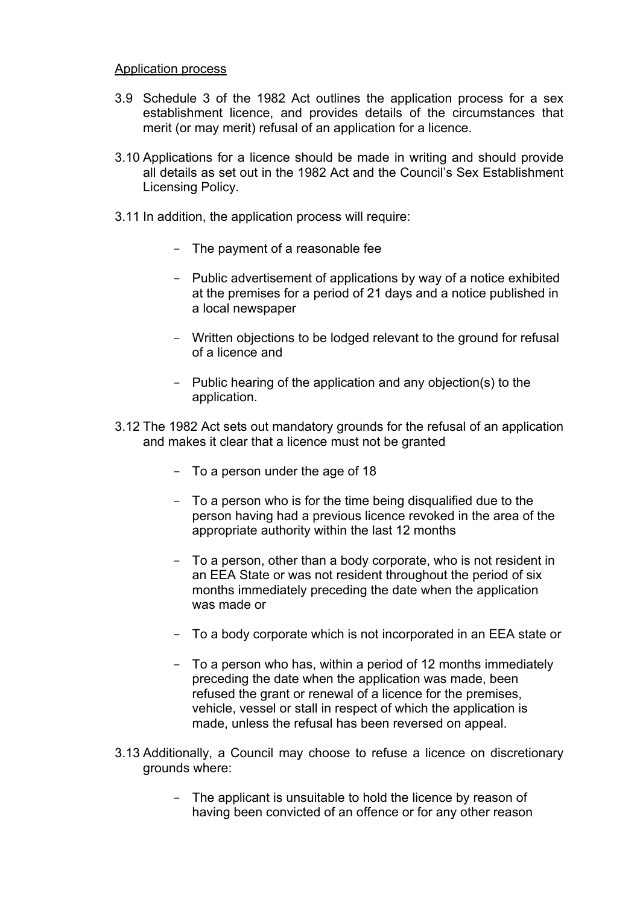<u>Application process</u>

3.9 Schedule 3 of the 1982 Act outlines the application process for a sex establishment licence, and provides details of the circumstances that merit (or may merit) refusal of an application for a licence.

3.10 Applications for a licence should be made in writing and should provide all details as set out in the 1982 Act and the Council's Sex Establishment Licensing Policy.

3.11 In addition, the application process will require:

- The payment of a reasonable fee
- Public advertisement of applications by way of a notice exhibited at the premises for a period of 21 days and a notice published in a local newspaper
- Written objections to be lodged relevant to the ground for refusal of a licence and
- Public hearing of the application and any objection(s) to the application.

3.12 The 1982 Act sets out mandatory grounds for the refusal of an application and makes it clear that a licence must not be granted

- To a person under the age of 18
- To a person who is for the time being disqualified due to the person having had a previous licence revoked in the area of the appropriate authority within the last 12 months
- To a person, other than a body corporate, who is not resident in an EEA State or was not resident throughout the period of six months immediately preceding the date when the application was made or
- To a body corporate which is not incorporated in an EEA state or
- To a person who has, within a period of 12 months immediately preceding the date when the application was made, been refused the grant or renewal of a licence for the premises, vehicle, vessel or stall in respect of which the application is made, unless the refusal has been reversed on appeal.

3.13 Additionally, a Council may choose to refuse a licence on discretionary grounds where:

- The applicant is unsuitable to hold the licence by reason of having been convicted of an offence or for any other reason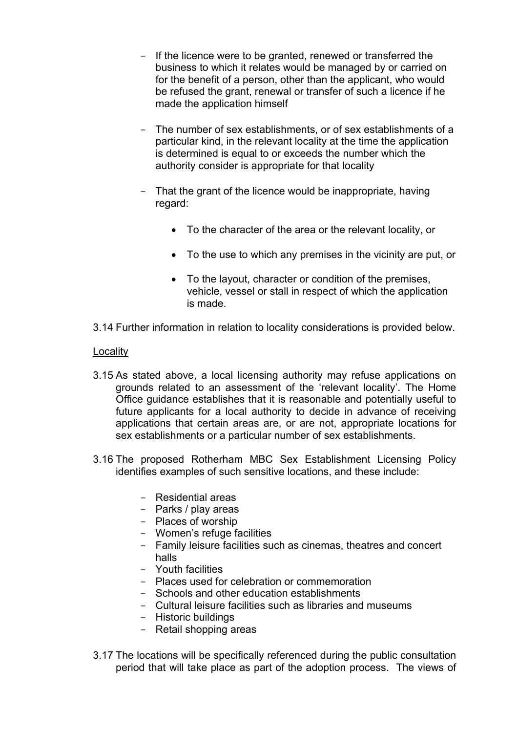- If the licence were to be granted, renewed or transferred the business to which it relates would be managed by or carried on for the benefit of a person, other than the applicant, who would be refused the grant, renewal or transfer of such a licence if he made the application himself

- The number of sex establishments, or of sex establishments of a particular kind, in the relevant locality at the time the application is determined is equal to or exceeds the number which the authority consider is appropriate for that locality

- That the grant of the licence would be inappropriate, having regard:

    - To the character of the area or the relevant locality, or
    - To the use to which any premises in the vicinity are put, or
    - To the layout, character or condition of the premises, vehicle, vessel or stall in respect of which the application is made.

3.14 Further information in relation to locality considerations is provided below.

<u>Locality</u>

3.15 As stated above, a local licensing authority may refuse applications on grounds related to an assessment of the 'relevant locality'. The Home Office guidance establishes that it is reasonable and potentially useful to future applicants for a local authority to decide in advance of receiving applications that certain areas are, or are not, appropriate locations for sex establishments or a particular number of sex establishments.

3.16 The proposed Rotherham MBC Sex Establishment Licensing Policy identifies examples of such sensitive locations, and these include:

- Residential areas
- Parks / play areas
- Places of worship
- Women's refuge facilities
- Family leisure facilities such as cinemas, theatres and concert halls
- Youth facilities
- Places used for celebration or commemoration
- Schools and other education establishments
- Cultural leisure facilities such as libraries and museums
- Historic buildings
- Retail shopping areas

3.17 The locations will be specifically referenced during the public consultation period that will take place as part of the adoption process. The views of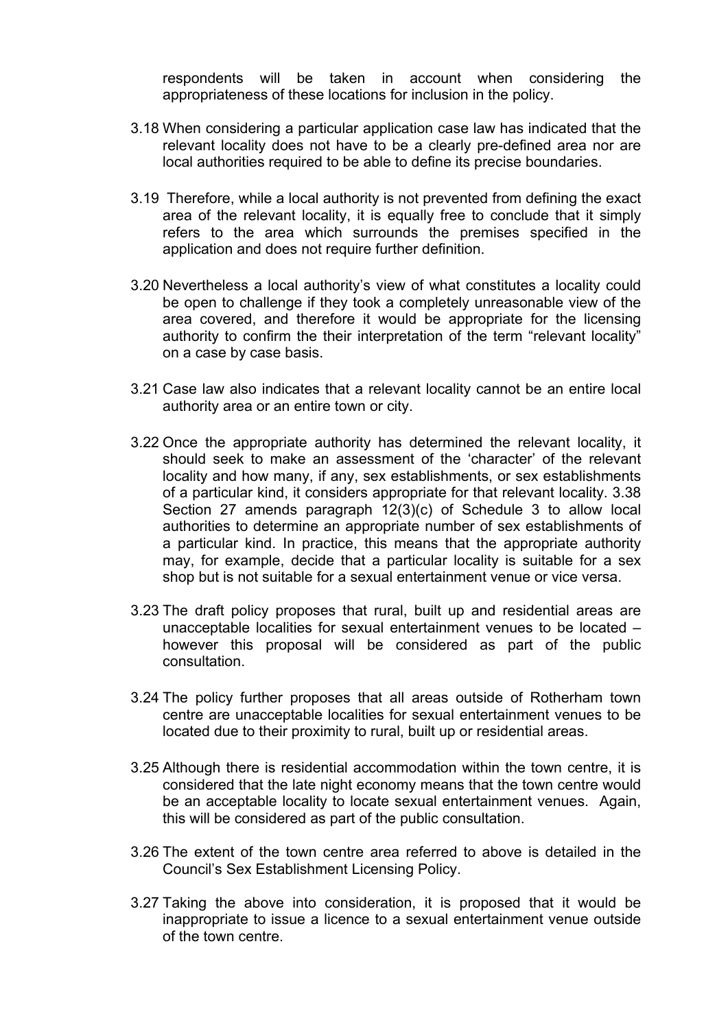respondents will be taken in account when considering the appropriateness of these locations for inclusion in the policy.

3.18 When considering a particular application case law has indicated that the relevant locality does not have to be a clearly pre-defined area nor are local authorities required to be able to define its precise boundaries.

3.19 Therefore, while a local authority is not prevented from defining the exact area of the relevant locality, it is equally free to conclude that it simply refers to the area which surrounds the premises specified in the application and does not require further definition.

3.20 Nevertheless a local authority's view of what constitutes a locality could be open to challenge if they took a completely unreasonable view of the area covered, and therefore it would be appropriate for the licensing authority to confirm the their interpretation of the term "relevant locality" on a case by case basis.

3.21 Case law also indicates that a relevant locality cannot be an entire local authority area or an entire town or city.

3.22 Once the appropriate authority has determined the relevant locality, it should seek to make an assessment of the 'character' of the relevant locality and how many, if any, sex establishments, or sex establishments of a particular kind, it considers appropriate for that relevant locality. 3.38 Section 27 amends paragraph 12(3)(c) of Schedule 3 to allow local authorities to determine an appropriate number of sex establishments of a particular kind. In practice, this means that the appropriate authority may, for example, decide that a particular locality is suitable for a sex shop but is not suitable for a sexual entertainment venue or vice versa.

3.23 The draft policy proposes that rural, built up and residential areas are unacceptable localities for sexual entertainment venues to be located – however this proposal will be considered as part of the public consultation.

3.24 The policy further proposes that all areas outside of Rotherham town centre are unacceptable localities for sexual entertainment venues to be located due to their proximity to rural, built up or residential areas.

3.25 Although there is residential accommodation within the town centre, it is considered that the late night economy means that the town centre would be an acceptable locality to locate sexual entertainment venues. Again, this will be considered as part of the public consultation.

3.26 The extent of the town centre area referred to above is detailed in the Council's Sex Establishment Licensing Policy.

3.27 Taking the above into consideration, it is proposed that it would be inappropriate to issue a licence to a sexual entertainment venue outside of the town centre.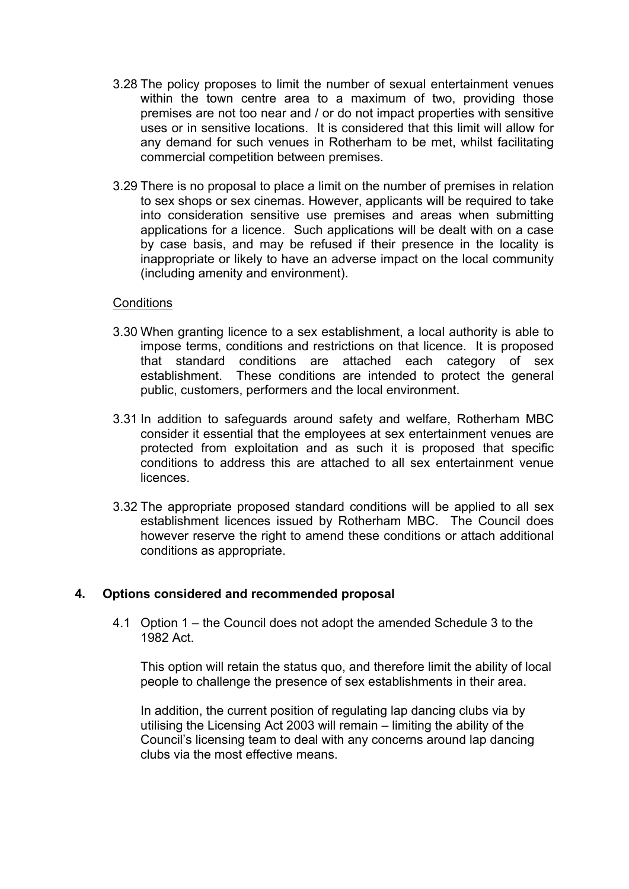3.28 The policy proposes to limit the number of sexual entertainment venues within the town centre area to a maximum of two, providing those premises are not too near and / or do not impact properties with sensitive uses or in sensitive locations. It is considered that this limit will allow for any demand for such venues in Rotherham to be met, whilst facilitating commercial competition between premises.

3.29 There is no proposal to place a limit on the number of premises in relation to sex shops or sex cinemas. However, applicants will be required to take into consideration sensitive use premises and areas when submitting applications for a licence. Such applications will be dealt with on a case by case basis, and may be refused if their presence in the locality is inappropriate or likely to have an adverse impact on the local community (including amenity and environment).

<u>Conditions</u>

3.30 When granting licence to a sex establishment, a local authority is able to impose terms, conditions and restrictions on that licence. It is proposed that standard conditions are attached each category of sex establishment. These conditions are intended to protect the general public, customers, performers and the local environment.

3.31 In addition to safeguards around safety and welfare, Rotherham MBC consider it essential that the employees at sex entertainment venues are protected from exploitation and as such it is proposed that specific conditions to address this are attached to all sex entertainment venue licences.

3.32 The appropriate proposed standard conditions will be applied to all sex establishment licences issued by Rotherham MBC. The Council does however reserve the right to amend these conditions or attach additional conditions as appropriate.

## 4. Options considered and recommended proposal

4.1 Option 1 – the Council does not adopt the amended Schedule 3 to the 1982 Act.

This option will retain the status quo, and therefore limit the ability of local people to challenge the presence of sex establishments in their area.

In addition, the current position of regulating lap dancing clubs via by utilising the Licensing Act 2003 will remain – limiting the ability of the Council's licensing team to deal with any concerns around lap dancing clubs via the most effective means.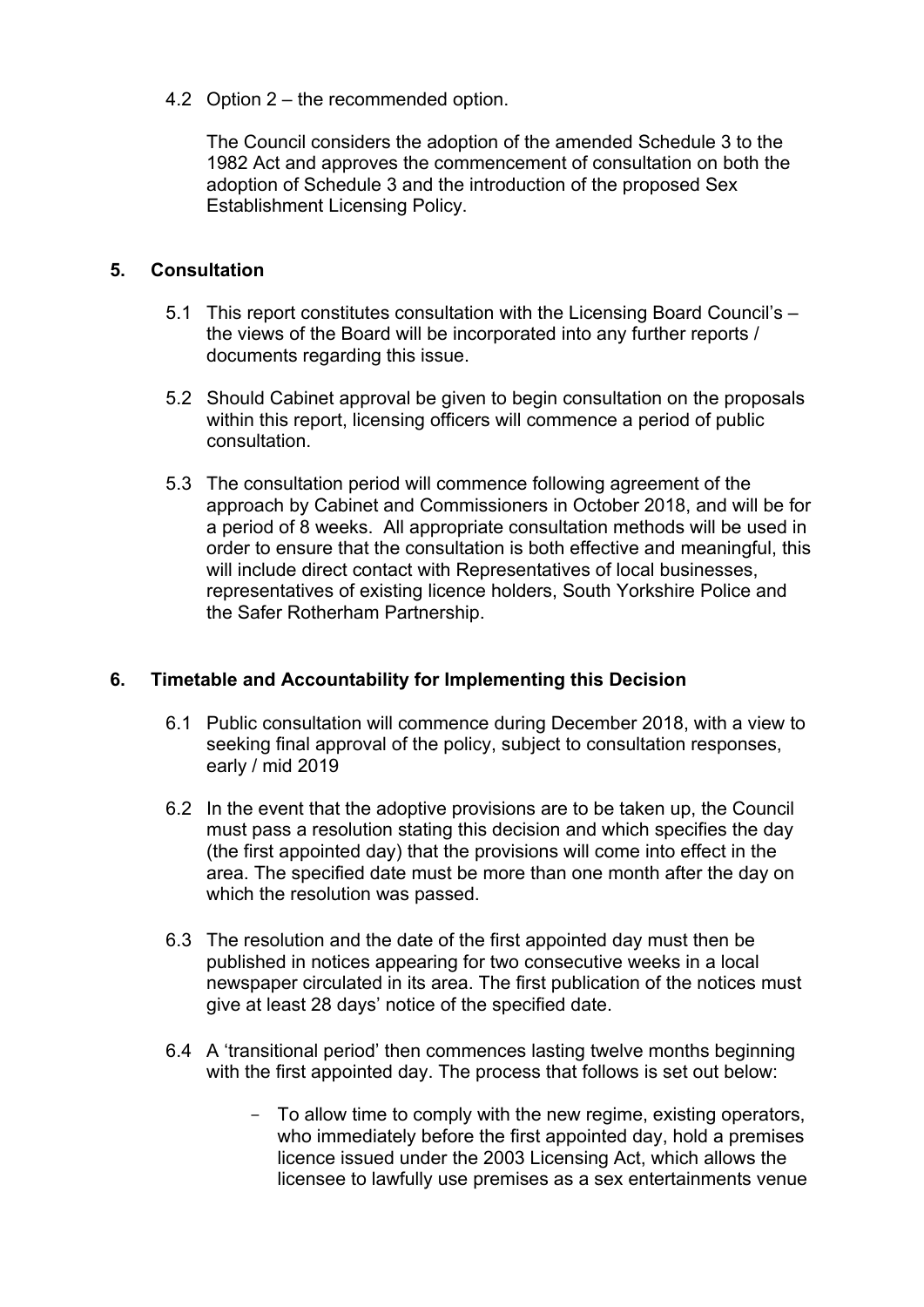4.2 Option 2 – the recommended option.

The Council considers the adoption of the amended Schedule 3 to the 1982 Act and approves the commencement of consultation on both the adoption of Schedule 3 and the introduction of the proposed Sex Establishment Licensing Policy.

## 5. Consultation

5.1 This report constitutes consultation with the Licensing Board Council's – the views of the Board will be incorporated into any further reports / documents regarding this issue.

5.2 Should Cabinet approval be given to begin consultation on the proposals within this report, licensing officers will commence a period of public consultation.

5.3 The consultation period will commence following agreement of the approach by Cabinet and Commissioners in October 2018, and will be for a period of 8 weeks. All appropriate consultation methods will be used in order to ensure that the consultation is both effective and meaningful, this will include direct contact with Representatives of local businesses, representatives of existing licence holders, South Yorkshire Police and the Safer Rotherham Partnership.

## 6. Timetable and Accountability for Implementing this Decision

6.1 Public consultation will commence during December 2018, with a view to seeking final approval of the policy, subject to consultation responses, early / mid 2019

6.2 In the event that the adoptive provisions are to be taken up, the Council must pass a resolution stating this decision and which specifies the day (the first appointed day) that the provisions will come into effect in the area. The specified date must be more than one month after the day on which the resolution was passed.

6.3 The resolution and the date of the first appointed day must then be published in notices appearing for two consecutive weeks in a local newspaper circulated in its area. The first publication of the notices must give at least 28 days' notice of the specified date.

6.4 A 'transitional period' then commences lasting twelve months beginning with the first appointed day. The process that follows is set out below:

- To allow time to comply with the new regime, existing operators, who immediately before the first appointed day, hold a premises licence issued under the 2003 Licensing Act, which allows the licensee to lawfully use premises as a sex entertainments venue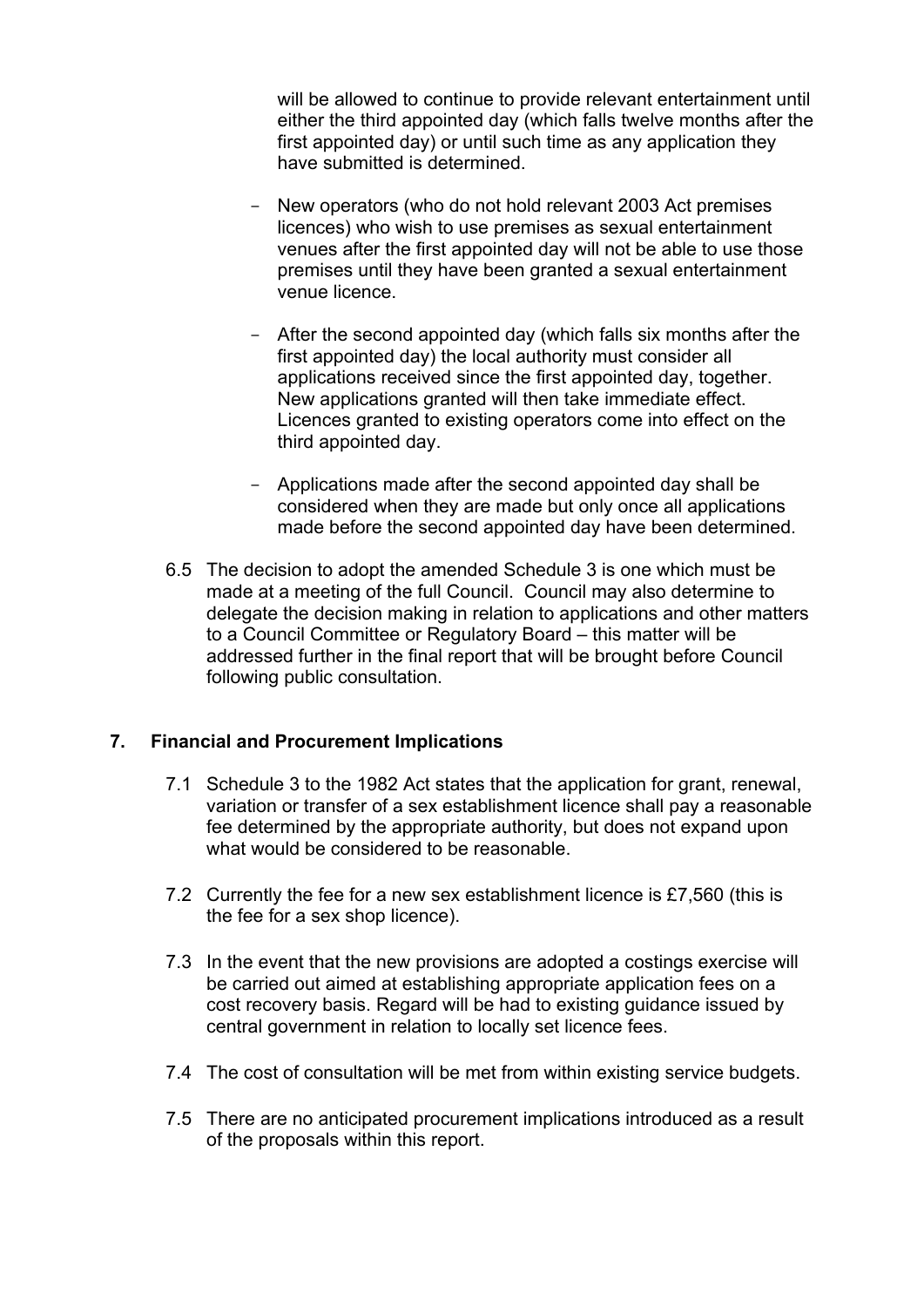will be allowed to continue to provide relevant entertainment until either the third appointed day (which falls twelve months after the first appointed day) or until such time as any application they have submitted is determined.

- New operators (who do not hold relevant 2003 Act premises licences) who wish to use premises as sexual entertainment venues after the first appointed day will not be able to use those premises until they have been granted a sexual entertainment venue licence.

- After the second appointed day (which falls six months after the first appointed day) the local authority must consider all applications received since the first appointed day, together. New applications granted will then take immediate effect. Licences granted to existing operators come into effect on the third appointed day.

- Applications made after the second appointed day shall be considered when they are made but only once all applications made before the second appointed day have been determined.

6.5 The decision to adopt the amended Schedule 3 is one which must be made at a meeting of the full Council. Council may also determine to delegate the decision making in relation to applications and other matters to a Council Committee or Regulatory Board – this matter will be addressed further in the final report that will be brought before Council following public consultation.

## 7. Financial and Procurement Implications

7.1 Schedule 3 to the 1982 Act states that the application for grant, renewal, variation or transfer of a sex establishment licence shall pay a reasonable fee determined by the appropriate authority, but does not expand upon what would be considered to be reasonable.

7.2 Currently the fee for a new sex establishment licence is £7,560 (this is the fee for a sex shop licence).

7.3 In the event that the new provisions are adopted a costings exercise will be carried out aimed at establishing appropriate application fees on a cost recovery basis. Regard will be had to existing guidance issued by central government in relation to locally set licence fees.

7.4 The cost of consultation will be met from within existing service budgets.

7.5 There are no anticipated procurement implications introduced as a result of the proposals within this report.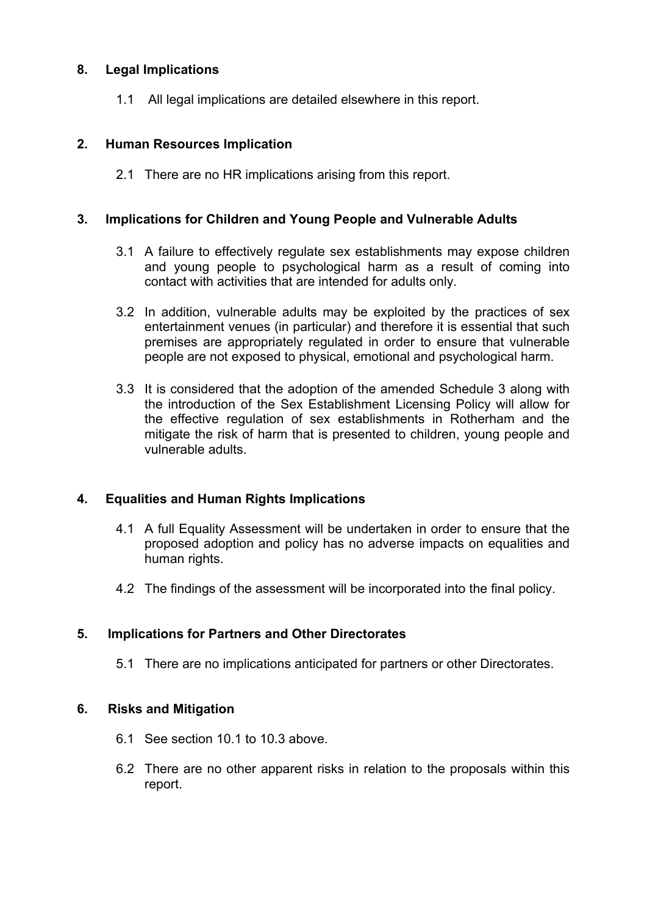## 8. Legal Implications

1.1 All legal implications are detailed elsewhere in this report.

## 2. Human Resources Implication

2.1 There are no HR implications arising from this report.

## 3. Implications for Children and Young People and Vulnerable Adults

3.1 A failure to effectively regulate sex establishments may expose children and young people to psychological harm as a result of coming into contact with activities that are intended for adults only.

3.2 In addition, vulnerable adults may be exploited by the practices of sex entertainment venues (in particular) and therefore it is essential that such premises are appropriately regulated in order to ensure that vulnerable people are not exposed to physical, emotional and psychological harm.

3.3 It is considered that the adoption of the amended Schedule 3 along with the introduction of the Sex Establishment Licensing Policy will allow for the effective regulation of sex establishments in Rotherham and the mitigate the risk of harm that is presented to children, young people and vulnerable adults.

## 4. Equalities and Human Rights Implications

4.1 A full Equality Assessment will be undertaken in order to ensure that the proposed adoption and policy has no adverse impacts on equalities and human rights.

4.2 The findings of the assessment will be incorporated into the final policy.

## 5. Implications for Partners and Other Directorates

5.1 There are no implications anticipated for partners or other Directorates.

## 6. Risks and Mitigation

6.1 See section 10.1 to 10.3 above.

6.2 There are no other apparent risks in relation to the proposals within this report.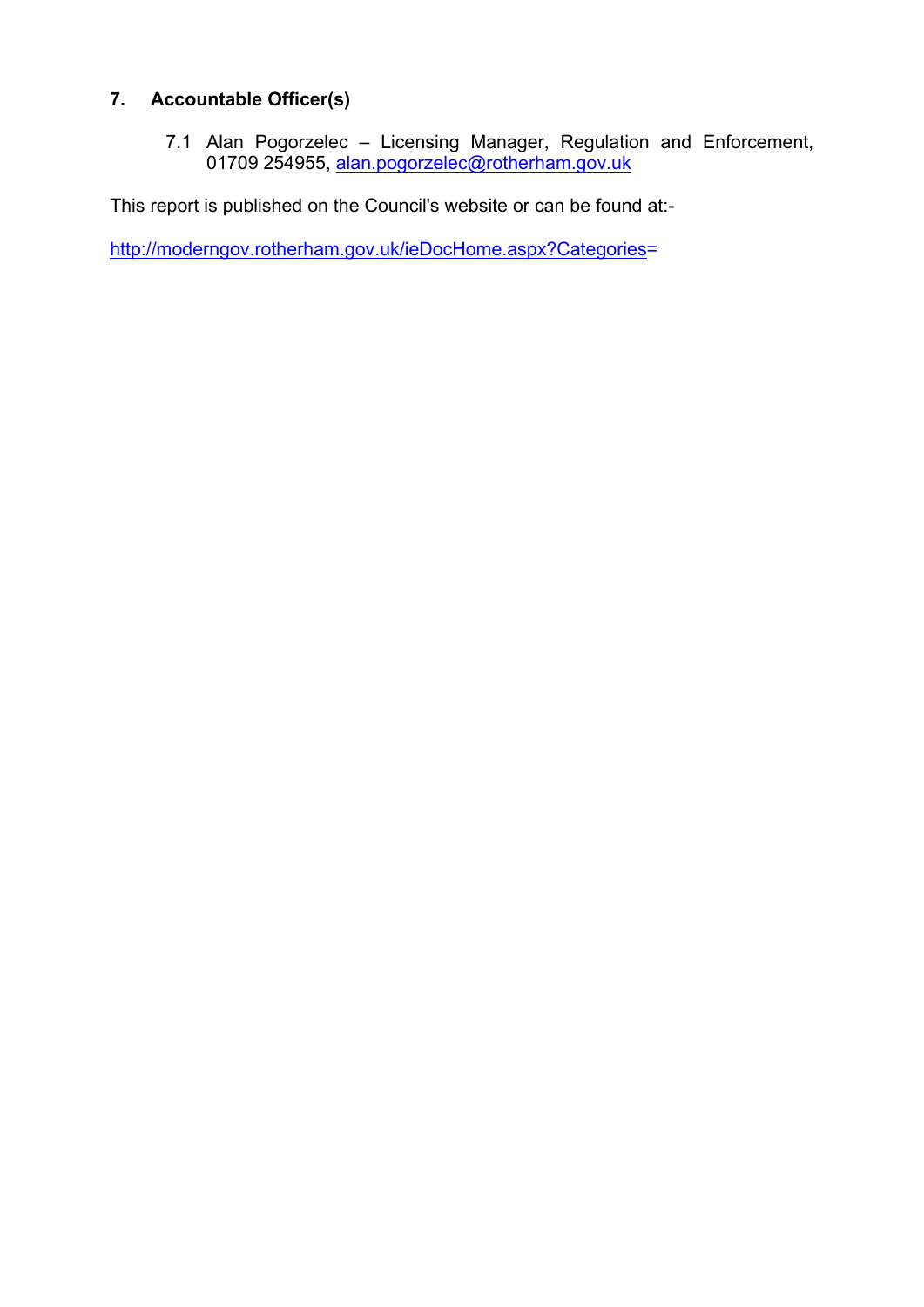## 7. Accountable Officer(s)

7.1 Alan Pogorzelec – Licensing Manager, Regulation and Enforcement, 01709 254955, alan.pogorzelec@rotherham.gov.uk

This report is published on the Council's website or can be found at:-

http://moderngov.rotherham.gov.uk/ieDocHome.aspx?Categories=